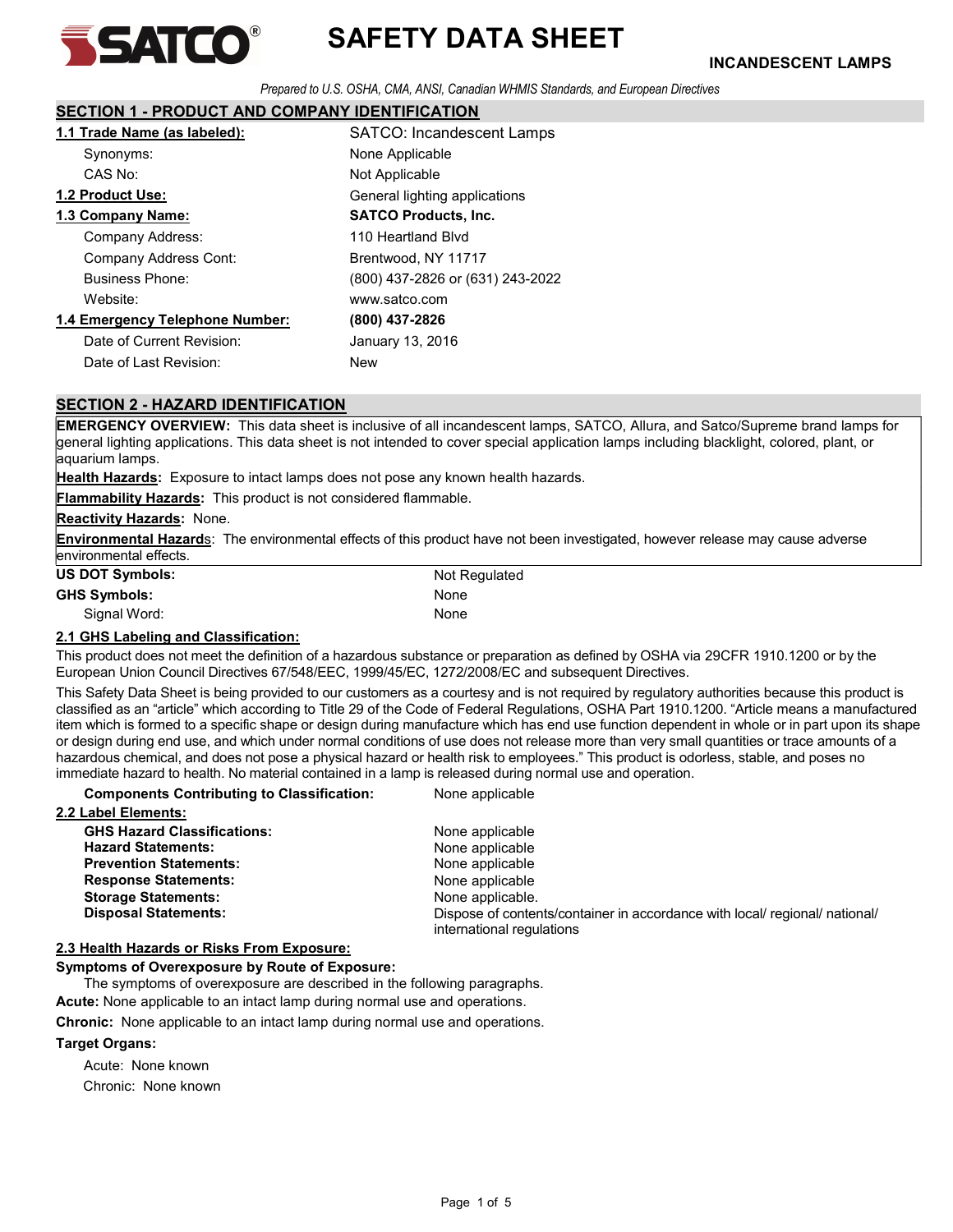# SAFETY DATA SHEET

**INCANDESCENT LAMPS**

*Prepared to U.S. OSHA, CMA, ANSI, Canadian WHMIS Standards, and European Directives*

## SECTION 1 - PRODUCT AND COMPANY IDENTIFICATION

| | |
|---|---|
| **1.1 Trade Name (as labeled):** | SATCO: Incandescent Lamps |
| Synonyms: | None Applicable |
| CAS No: | Not Applicable |
| **1.2 Product Use:** | General lighting applications |
| **1.3 Company Name:** | **SATCO Products, Inc.** |
| Company Address: | 110 Heartland Blvd |
| Company Address Cont: | Brentwood, NY 11717 |
| Business Phone: | (800) 437-2826 or (631) 243-2022 |
| Website: | www.satco.com |
| **1.4 Emergency Telephone Number:** | **(800) 437-2826** |
| Date of Current Revision: | January 13, 2016 |
| Date of Last Revision: | New |

## SECTION 2 - HAZARD IDENTIFICATION

**EMERGENCY OVERVIEW:** This data sheet is inclusive of all incandescent lamps, SATCO, Allura, and Satco/Supreme brand lamps for general lighting applications. This data sheet is not intended to cover special application lamps including blacklight, colored, plant, or aquarium lamps.

**Health Hazards:** Exposure to intact lamps does not pose any known health hazards.

**Flammability Hazards:** This product is not considered flammable.

**Reactivity Hazards:** None.

**Environmental Hazards:** The environmental effects of this product have not been investigated, however release may cause adverse environmental effects.

| | |
|---|---|
| **US DOT Symbols:** | Not Regulated |
| **GHS Symbols:** | None |
| Signal Word: | None |

### 2.1 GHS Labeling and Classification:

This product does not meet the definition of a hazardous substance or preparation as defined by OSHA via 29CFR 1910.1200 or by the European Union Council Directives 67/548/EEC, 1999/45/EC, 1272/2008/EC and subsequent Directives.

This Safety Data Sheet is being provided to our customers as a courtesy and is not required by regulatory authorities because this product is classified as an "article" which according to Title 29 of the Code of Federal Regulations, OSHA Part 1910.1200. "Article means a manufactured item which is formed to a specific shape or design during manufacture which has end use function dependent in whole or in part upon its shape or design during end use, and which under normal conditions of use does not release more than very small quantities or trace amounts of a hazardous chemical, and does not pose a physical hazard or health risk to employees." This product is odorless, stable, and poses no immediate hazard to health. No material contained in a lamp is released during normal use and operation.

| | |
|---|---|
| **Components Contributing to Classification:** | None applicable |

### 2.2 Label Elements:

| | |
|---|---|
| **GHS Hazard Classifications:** | None applicable |
| **Hazard Statements:** | None applicable |
| **Prevention Statements:** | None applicable |
| **Response Statements:** | None applicable |
| **Storage Statements:** | None applicable. |
| **Disposal Statements:** | Dispose of contents/container in accordance with local/ regional/ national/ international regulations |

### 2.3 Health Hazards or Risks From Exposure:

**Symptoms of Overexposure by Route of Exposure:**

The symptoms of overexposure are described in the following paragraphs.

**Acute:** None applicable to an intact lamp during normal use and operations.

**Chronic:** None applicable to an intact lamp during normal use and operations.

**Target Organs:**

Acute: None known

Chronic: None known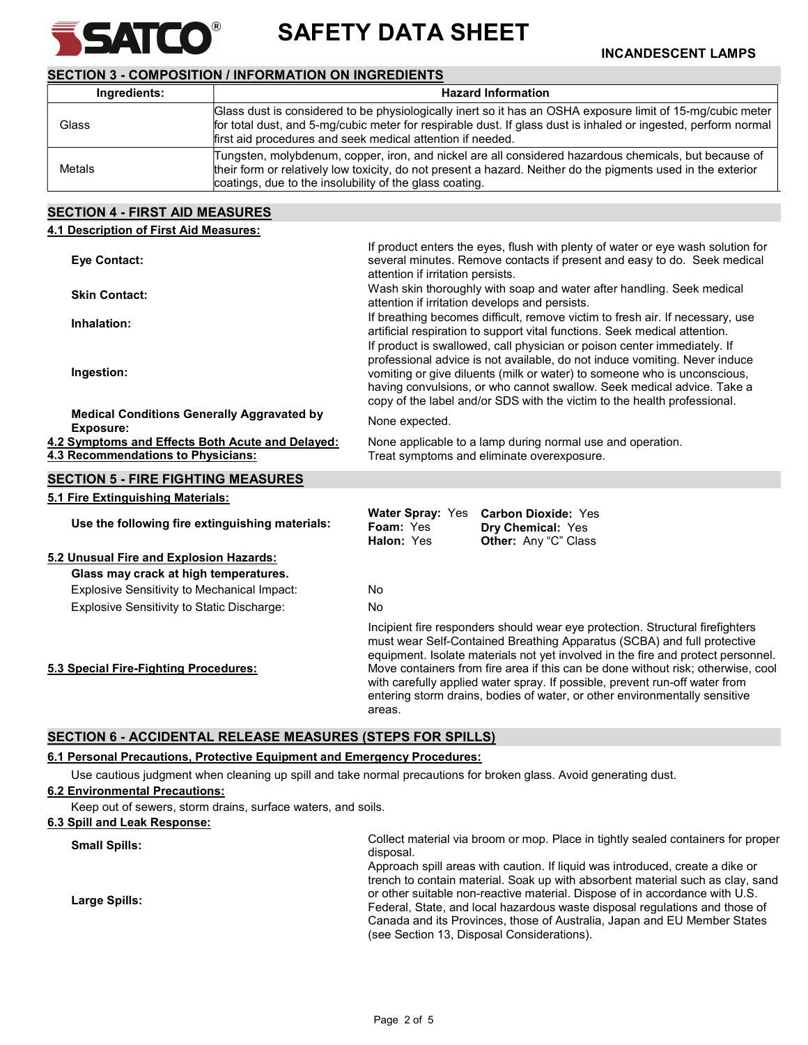## SECTION 3 - COMPOSITION / INFORMATION ON INGREDIENTS

| Ingredients: | Hazard Information |
|---|---|
| Glass | Glass dust is considered to be physiologically inert so it has an OSHA exposure limit of 15-mg/cubic meter for total dust, and 5-mg/cubic meter for respirable dust. If glass dust is inhaled or ingested, perform normal first aid procedures and seek medical attention if needed. |
| Metals | Tungsten, molybdenum, copper, iron, and nickel are all considered hazardous chemicals, but because of their form or relatively low toxicity, do not present a hazard. Neither do the pigments used in the exterior coatings, due to the insolubility of the glass coating. |

## SECTION 4 - FIRST AID MEASURES

### 4.1 Description of First Aid Measures:

**Eye Contact:** If product enters the eyes, flush with plenty of water or eye wash solution for several minutes. Remove contacts if present and easy to do. Seek medical attention if irritation persists.

**Skin Contact:** Wash skin thoroughly with soap and water after handling. Seek medical attention if irritation develops and persists.

**Inhalation:** If breathing becomes difficult, remove victim to fresh air. If necessary, use artificial respiration to support vital functions. Seek medical attention.

**Ingestion:** If product is swallowed, call physician or poison center immediately. If professional advice is not available, do not induce vomiting. Never induce vomiting or give diluents (milk or water) to someone who is unconscious, having convulsions, or who cannot swallow. Seek medical advice. Take a copy of the label and/or SDS with the victim to the health professional.

**Medical Conditions Generally Aggravated by Exposure:** None expected.

**4.2 Symptoms and Effects Both Acute and Delayed:** None applicable to a lamp during normal use and operation.

**4.3 Recommendations to Physicians:** Treat symptoms and eliminate overexposure.

## SECTION 5 - FIRE FIGHTING MEASURES

### 5.1 Fire Extinguishing Materials:

**Use the following fire extinguishing materials:**

**Water Spray:** Yes **Carbon Dioxide:** Yes
**Foam:** Yes **Dry Chemical:** Yes
**Halon:** Yes **Other:** Any "C" Class

### 5.2 Unusual Fire and Explosion Hazards:

**Glass may crack at high temperatures.**

Explosive Sensitivity to Mechanical Impact: No

Explosive Sensitivity to Static Discharge: No

**5.3 Special Fire-Fighting Procedures:** Incipient fire responders should wear eye protection. Structural firefighters must wear Self-Contained Breathing Apparatus (SCBA) and full protective equipment. Isolate materials not yet involved in the fire and protect personnel. Move containers from fire area if this can be done without risk; otherwise, cool with carefully applied water spray. If possible, prevent run-off water from entering storm drains, bodies of water, or other environmentally sensitive areas.

## SECTION 6 - ACCIDENTAL RELEASE MEASURES (STEPS FOR SPILLS)

### 6.1 Personal Precautions, Protective Equipment and Emergency Procedures:

Use cautious judgment when cleaning up spill and take normal precautions for broken glass. Avoid generating dust.

### 6.2 Environmental Precautions:

Keep out of sewers, storm drains, surface waters, and soils.

### 6.3 Spill and Leak Response:

**Small Spills:** Collect material via broom or mop. Place in tightly sealed containers for proper disposal.

**Large Spills:** Approach spill areas with caution. If liquid was introduced, create a dike or trench to contain material. Soak up with absorbent material such as clay, sand or other suitable non-reactive material. Dispose of in accordance with U.S. Federal, State, and local hazardous waste disposal regulations and those of Canada and its Provinces, those of Australia, Japan and EU Member States (see Section 13, Disposal Considerations).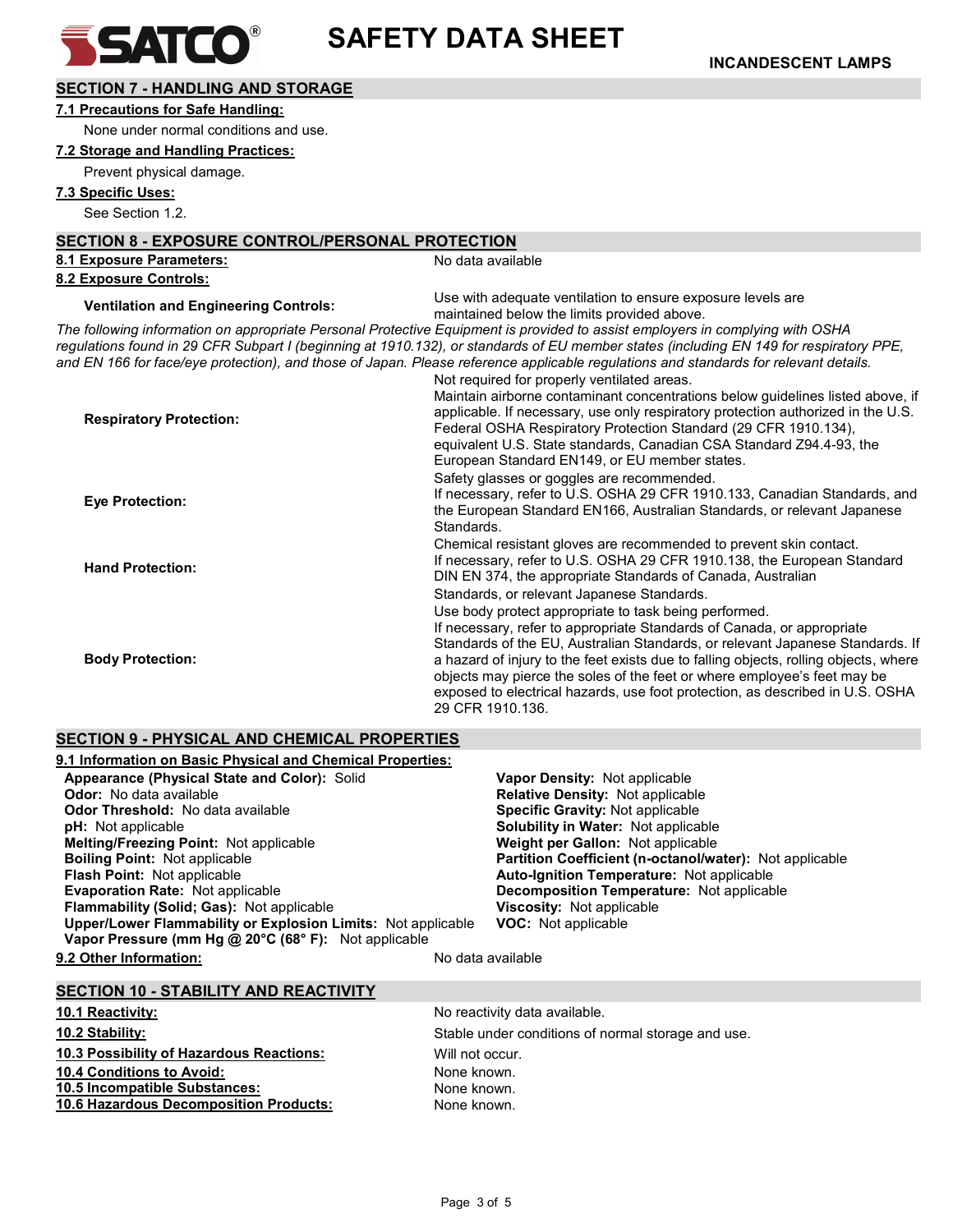## SECTION 7 - HANDLING AND STORAGE

**7.1 Precautions for Safe Handling:**

None under normal conditions and use.

**7.2 Storage and Handling Practices:**

Prevent physical damage.

**7.3 Specific Uses:**

See Section 1.2.

## SECTION 8 - EXPOSURE CONTROL/PERSONAL PROTECTION

**8.1 Exposure Parameters:** No data available

**8.2 Exposure Controls:**

**Ventilation and Engineering Controls:** Use with adequate ventilation to ensure exposure levels are maintained below the limits provided above.

*The following information on appropriate Personal Protective Equipment is provided to assist employers in complying with OSHA regulations found in 29 CFR Subpart I (beginning at 1910.132), or standards of EU member states (including EN 149 for respiratory PPE, and EN 166 for face/eye protection), and those of Japan. Please reference applicable regulations and standards for relevant details.*

| | |
|---|---|
| **Respiratory Protection:** | Not required for properly ventilated areas. Maintain airborne contaminant concentrations below guidelines listed above, if applicable. If necessary, use only respiratory protection authorized in the U.S. Federal OSHA Respiratory Protection Standard (29 CFR 1910.134), equivalent U.S. State standards, Canadian CSA Standard Z94.4-93, the European Standard EN149, or EU member states. |
| **Eye Protection:** | Safety glasses or goggles are recommended. If necessary, refer to U.S. OSHA 29 CFR 1910.133, Canadian Standards, and the European Standard EN166, Australian Standards, or relevant Japanese Standards. |
| **Hand Protection:** | Chemical resistant gloves are recommended to prevent skin contact. If necessary, refer to U.S. OSHA 29 CFR 1910.138, the European Standard DIN EN 374, the appropriate Standards of Canada, Australian Standards, or relevant Japanese Standards. |
| **Body Protection:** | Use body protect appropriate to task being performed. If necessary, refer to appropriate Standards of Canada, or appropriate Standards of the EU, Australian Standards, or relevant Japanese Standards. If a hazard of injury to the feet exists due to falling objects, rolling objects, where objects may pierce the soles of the feet or where employee's feet may be exposed to electrical hazards, use foot protection, as described in U.S. OSHA 29 CFR 1910.136. |

## SECTION 9 - PHYSICAL AND CHEMICAL PROPERTIES

**9.1 Information on Basic Physical and Chemical Properties:**

**Appearance (Physical State and Color):** Solid
**Odor:** No data available
**Odor Threshold:** No data available
**pH:** Not applicable
**Melting/Freezing Point:** Not applicable
**Boiling Point:** Not applicable
**Flash Point:** Not applicable
**Evaporation Rate:** Not applicable
**Flammability (Solid; Gas):** Not applicable
**Upper/Lower Flammability or Explosion Limits:** Not applicable
**Vapor Pressure (mm Hg @ 20°C (68° F):** Not applicable
**Vapor Density:** Not applicable
**Relative Density:** Not applicable
**Specific Gravity:** Not applicable
**Solubility in Water:** Not applicable
**Weight per Gallon:** Not applicable
**Partition Coefficient (n-octanol/water):** Not applicable
**Auto-Ignition Temperature:** Not applicable
**Decomposition Temperature:** Not applicable
**Viscosity:** Not applicable
**VOC:** Not applicable

**9.2 Other Information:** No data available

## SECTION 10 - STABILITY AND REACTIVITY

**10.1 Reactivity:** No reactivity data available.

**10.2 Stability:** Stable under conditions of normal storage and use.

**10.3 Possibility of Hazardous Reactions:** Will not occur.

**10.4 Conditions to Avoid:** None known.

**10.5 Incompatible Substances:** None known.

**10.6 Hazardous Decomposition Products:** None known.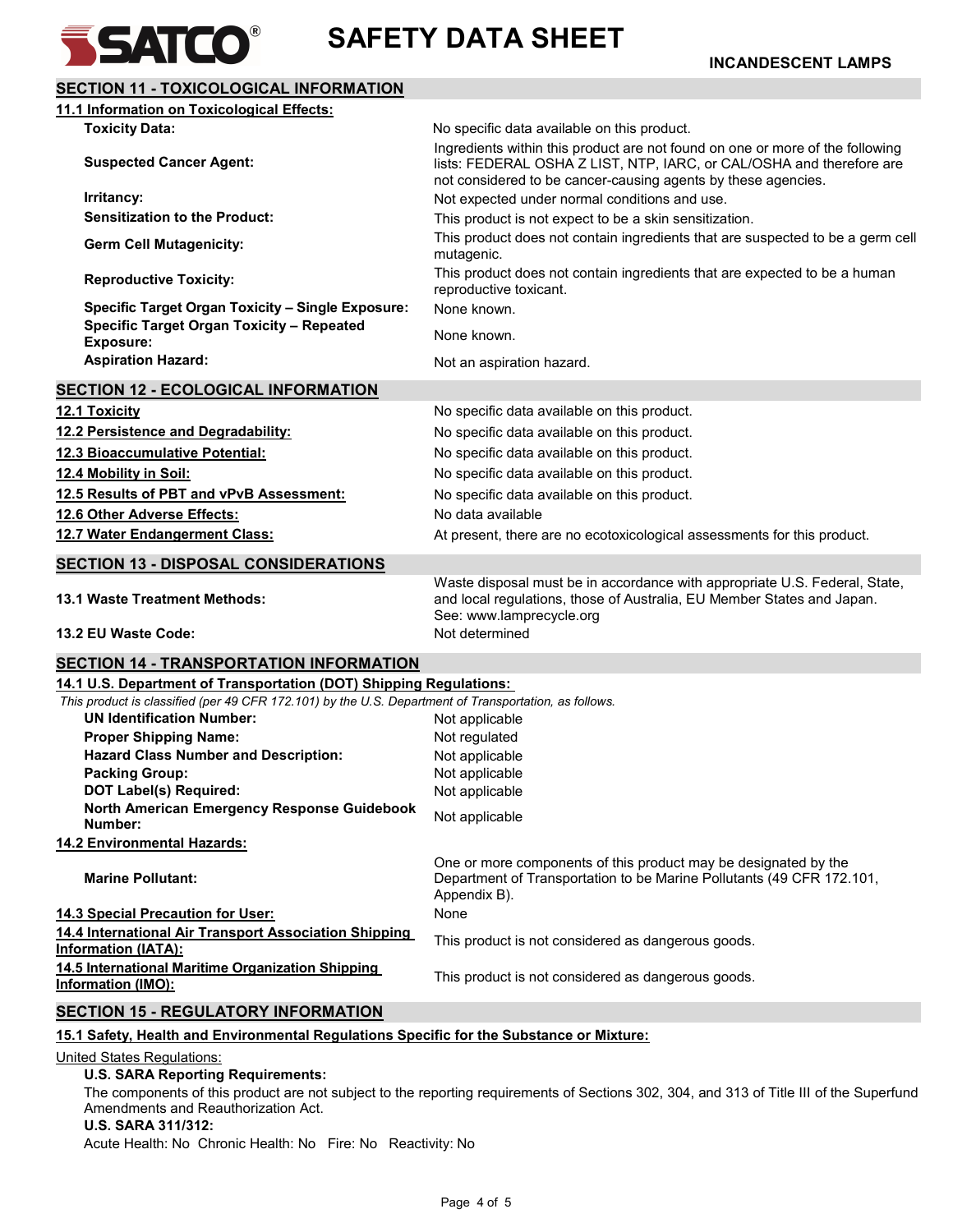## SECTION 11 - TOXICOLOGICAL INFORMATION

### 11.1 Information on Toxicological Effects:

| | |
|---|---|
| **Toxicity Data:** | No specific data available on this product. |
| **Suspected Cancer Agent:** | Ingredients within this product are not found on one or more of the following lists: FEDERAL OSHA Z LIST, NTP, IARC, or CAL/OSHA and therefore are not considered to be cancer-causing agents by these agencies. |
| **Irritancy:** | Not expected under normal conditions and use. |
| **Sensitization to the Product:** | This product is not expect to be a skin sensitization. |
| **Germ Cell Mutagenicity:** | This product does not contain ingredients that are suspected to be a germ cell mutagenic. |
| **Reproductive Toxicity:** | This product does not contain ingredients that are expected to be a human reproductive toxicant. |
| **Specific Target Organ Toxicity – Single Exposure:** | None known. |
| **Specific Target Organ Toxicity – Repeated Exposure:** | None known. |
| **Aspiration Hazard:** | Not an aspiration hazard. |

## SECTION 12 - ECOLOGICAL INFORMATION

| | |
|---|---|
| **12.1 Toxicity** | No specific data available on this product. |
| **12.2 Persistence and Degradability:** | No specific data available on this product. |
| **12.3 Bioaccumulative Potential:** | No specific data available on this product. |
| **12.4 Mobility in Soil:** | No specific data available on this product. |
| **12.5 Results of PBT and vPvB Assessment:** | No specific data available on this product. |
| **12.6 Other Adverse Effects:** | No data available |
| **12.7 Water Endangerment Class:** | At present, there are no ecotoxicological assessments for this product. |

## SECTION 13 - DISPOSAL CONSIDERATIONS

| | |
|---|---|
| **13.1 Waste Treatment Methods:** | Waste disposal must be in accordance with appropriate U.S. Federal, State, and local regulations, those of Australia, EU Member States and Japan. See: www.lamprecycle.org |
| **13.2 EU Waste Code:** | Not determined |

## SECTION 14 - TRANSPORTATION INFORMATION

### 14.1 U.S. Department of Transportation (DOT) Shipping Regulations:

*This product is classified (per 49 CFR 172.101) by the U.S. Department of Transportation, as follows.*

| | |
|---|---|
| **UN Identification Number:** | Not applicable |
| **Proper Shipping Name:** | Not regulated |
| **Hazard Class Number and Description:** | Not applicable |
| **Packing Group:** | Not applicable |
| **DOT Label(s) Required:** | Not applicable |
| **North American Emergency Response Guidebook Number:** | Not applicable |

### 14.2 Environmental Hazards:

| | |
|---|---|
| **Marine Pollutant:** | One or more components of this product may be designated by the Department of Transportation to be Marine Pollutants (49 CFR 172.101, Appendix B). |
| **14.3 Special Precaution for User:** | None |
| **14.4 International Air Transport Association Shipping Information (IATA):** | This product is not considered as dangerous goods. |
| **14.5 International Maritime Organization Shipping Information (IMO):** | This product is not considered as dangerous goods. |

## SECTION 15 - REGULATORY INFORMATION

### 15.1 Safety, Health and Environmental Regulations Specific for the Substance or Mixture:

United States Regulations:

**U.S. SARA Reporting Requirements:**

The components of this product are not subject to the reporting requirements of Sections 302, 304, and 313 of Title III of the Superfund Amendments and Reauthorization Act.

**U.S. SARA 311/312:**

Acute Health: No Chronic Health: No Fire: No Reactivity: No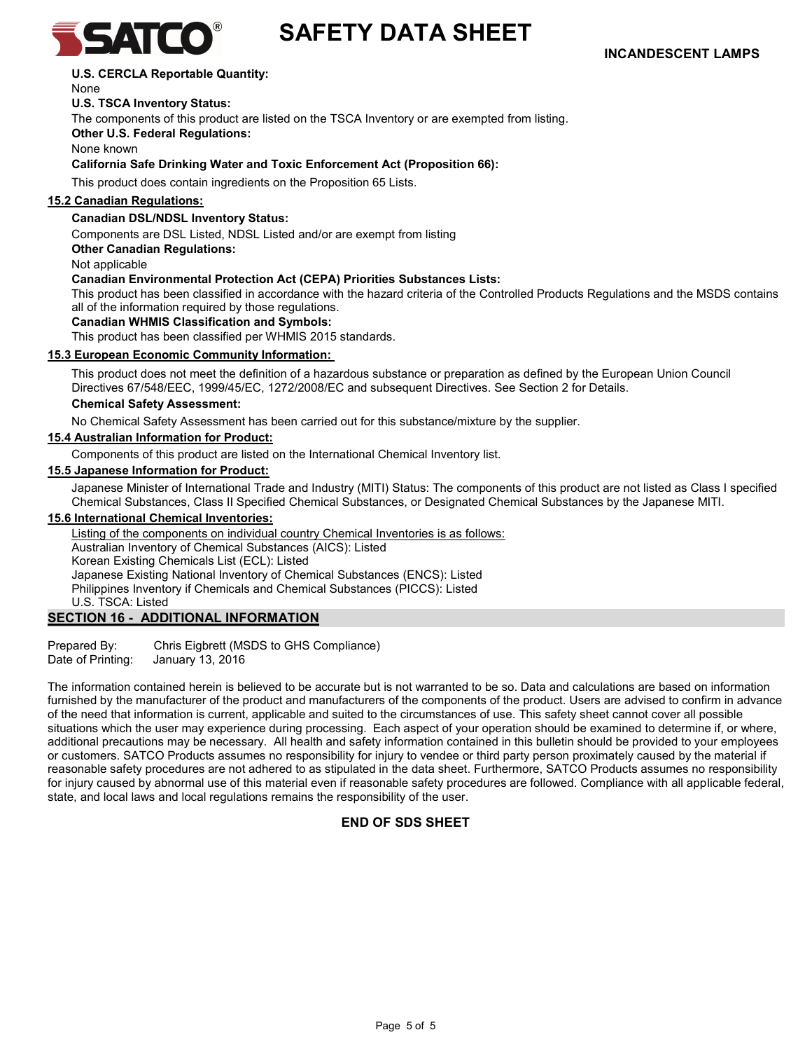**U.S. CERCLA Reportable Quantity:**

None

**U.S. TSCA Inventory Status:**

The components of this product are listed on the TSCA Inventory or are exempted from listing.

**Other U.S. Federal Regulations:**

None known

**California Safe Drinking Water and Toxic Enforcement Act (Proposition 66):**

This product does contain ingredients on the Proposition 65 Lists.

**15.2 Canadian Regulations:**

**Canadian DSL/NDSL Inventory Status:**

Components are DSL Listed, NDSL Listed and/or are exempt from listing

**Other Canadian Regulations:**

Not applicable

**Canadian Environmental Protection Act (CEPA) Priorities Substances Lists:**

This product has been classified in accordance with the hazard criteria of the Controlled Products Regulations and the MSDS contains all of the information required by those regulations.

**Canadian WHMIS Classification and Symbols:**

This product has been classified per WHMIS 2015 standards.

**15.3 European Economic Community Information:**

This product does not meet the definition of a hazardous substance or preparation as defined by the European Union Council Directives 67/548/EEC, 1999/45/EC, 1272/2008/EC and subsequent Directives. See Section 2 for Details.

**Chemical Safety Assessment:**

No Chemical Safety Assessment has been carried out for this substance/mixture by the supplier.

**15.4 Australian Information for Product:**

Components of this product are listed on the International Chemical Inventory list.

**15.5 Japanese Information for Product:**

Japanese Minister of International Trade and Industry (MITI) Status: The components of this product are not listed as Class I specified Chemical Substances, Class II Specified Chemical Substances, or Designated Chemical Substances by the Japanese MITI.

**15.6 International Chemical Inventories:**

Listing of the components on individual country Chemical Inventories is as follows:
Australian Inventory of Chemical Substances (AICS): Listed
Korean Existing Chemicals List (ECL): Listed
Japanese Existing National Inventory of Chemical Substances (ENCS): Listed
Philippines Inventory if Chemicals and Chemical Substances (PICCS): Listed
U.S. TSCA: Listed

## SECTION 16 - ADDITIONAL INFORMATION

Prepared By: Chris Eigbrett (MSDS to GHS Compliance)
Date of Printing: January 13, 2016

The information contained herein is believed to be accurate but is not warranted to be so. Data and calculations are based on information furnished by the manufacturer of the product and manufacturers of the components of the product. Users are advised to confirm in advance of the need that information is current, applicable and suited to the circumstances of use. This safety sheet cannot cover all possible situations which the user may experience during processing. Each aspect of your operation should be examined to determine if, or where, additional precautions may be necessary. All health and safety information contained in this bulletin should be provided to your employees or customers. SATCO Products assumes no responsibility for injury to vendee or third party person proximately caused by the material if reasonable safety procedures are not adhered to as stipulated in the data sheet. Furthermore, SATCO Products assumes no responsibility for injury caused by abnormal use of this material even if reasonable safety procedures are followed. Compliance with all applicable federal, state, and local laws and local regulations remains the responsibility of the user.

**END OF SDS SHEET**